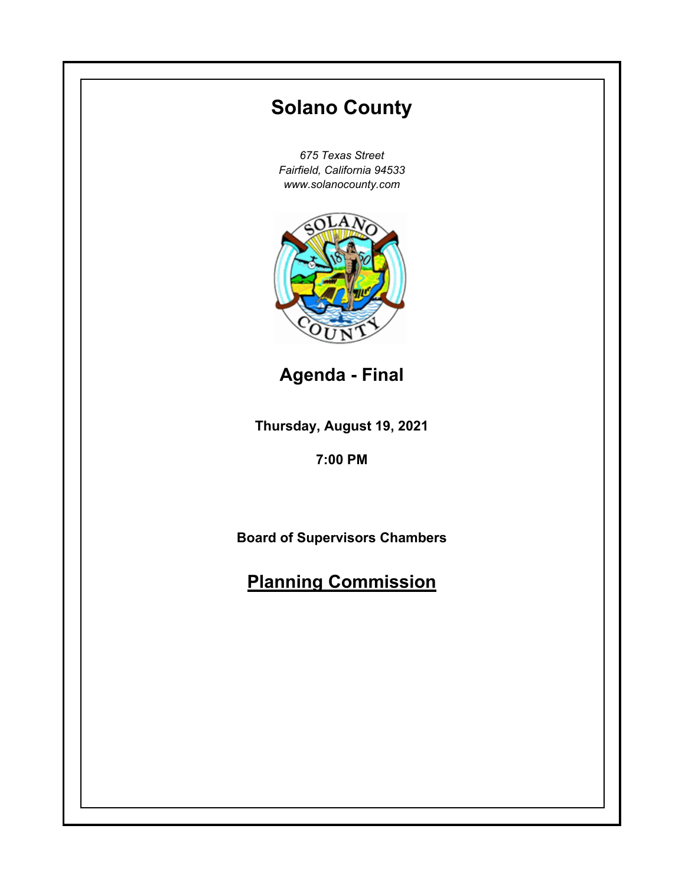# Solano County

*675 Texas Street*
*Fairfield, California 94533*
*www.solanocounty.com*

## Agenda - Final

**Thursday, August 19, 2021**

**7:00 PM**

**Board of Supervisors Chambers**

## Planning Commission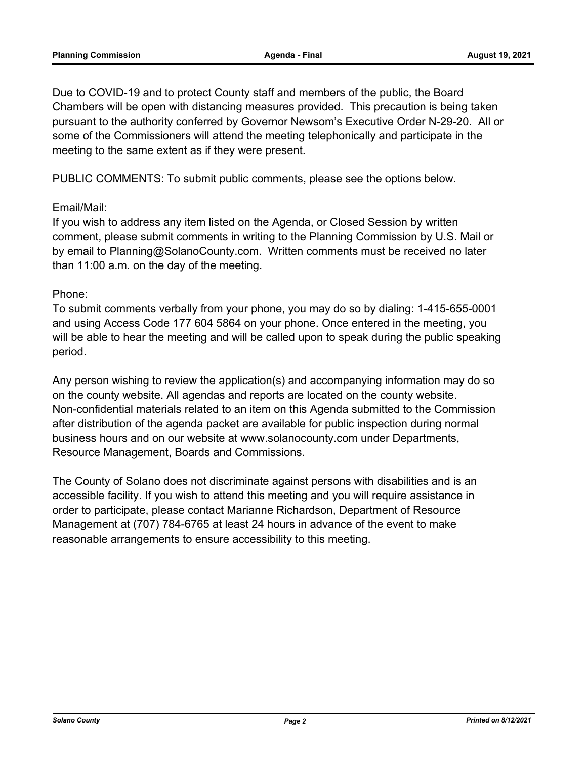Due to COVID-19 and to protect County staff and members of the public, the Board Chambers will be open with distancing measures provided. This precaution is being taken pursuant to the authority conferred by Governor Newsom's Executive Order N-29-20. All or some of the Commissioners will attend the meeting telephonically and participate in the meeting to the same extent as if they were present.

PUBLIC COMMENTS: To submit public comments, please see the options below.

Email/Mail:
If you wish to address any item listed on the Agenda, or Closed Session by written comment, please submit comments in writing to the Planning Commission by U.S. Mail or by email to Planning@SolanoCounty.com. Written comments must be received no later than 11:00 a.m. on the day of the meeting.

Phone:
To submit comments verbally from your phone, you may do so by dialing: 1-415-655-0001 and using Access Code 177 604 5864 on your phone. Once entered in the meeting, you will be able to hear the meeting and will be called upon to speak during the public speaking period.

Any person wishing to review the application(s) and accompanying information may do so on the county website. All agendas and reports are located on the county website. Non-confidential materials related to an item on this Agenda submitted to the Commission after distribution of the agenda packet are available for public inspection during normal business hours and on our website at www.solanocounty.com under Departments, Resource Management, Boards and Commissions.

The County of Solano does not discriminate against persons with disabilities and is an accessible facility. If you wish to attend this meeting and you will require assistance in order to participate, please contact Marianne Richardson, Department of Resource Management at (707) 784-6765 at least 24 hours in advance of the event to make reasonable arrangements to ensure accessibility to this meeting.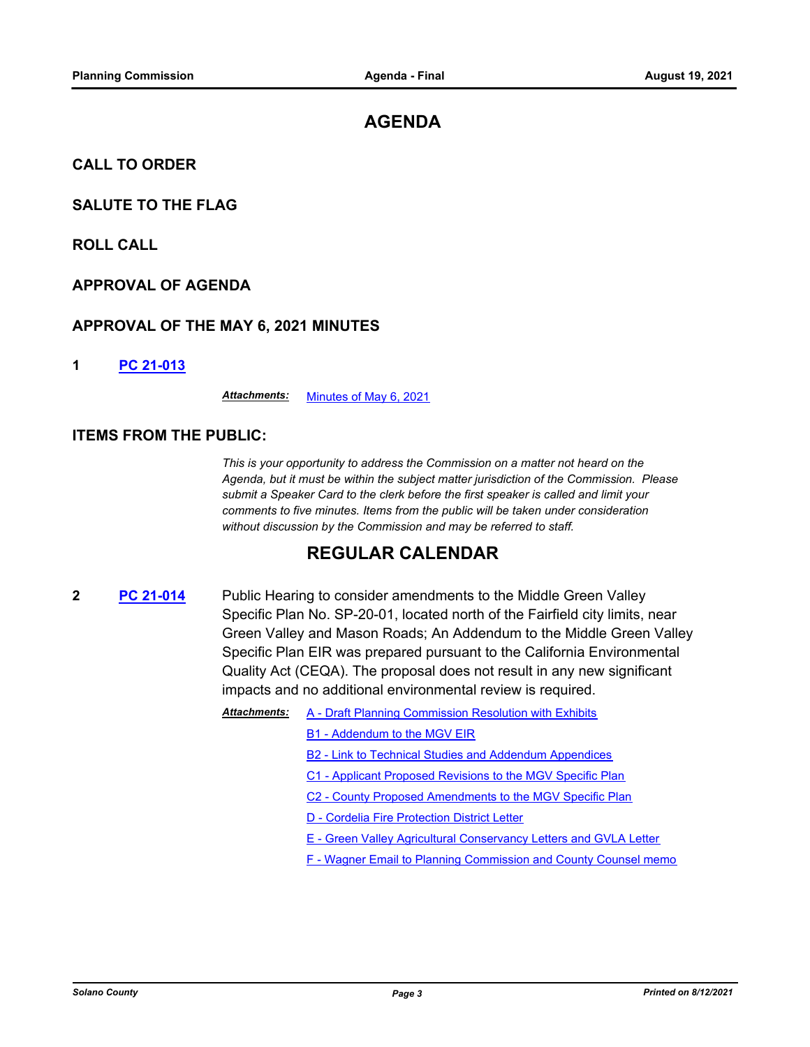# AGENDA

## CALL TO ORDER

## SALUTE TO THE FLAG

## ROLL CALL

## APPROVAL OF AGENDA

## APPROVAL OF THE MAY 6, 2021 MINUTES

**1** **PC 21-013**

***Attachments:*** Minutes of May 6, 2021

## ITEMS FROM THE PUBLIC:

*This is your opportunity to address the Commission on a matter not heard on the Agenda, but it must be within the subject matter jurisdiction of the Commission. Please submit a Speaker Card to the clerk before the first speaker is called and limit your comments to five minutes. Items from the public will be taken under consideration without discussion by the Commission and may be referred to staff.*

# REGULAR CALENDAR

**2** **PC 21-014** Public Hearing to consider amendments to the Middle Green Valley Specific Plan No. SP-20-01, located north of the Fairfield city limits, near Green Valley and Mason Roads; An Addendum to the Middle Green Valley Specific Plan EIR was prepared pursuant to the California Environmental Quality Act (CEQA). The proposal does not result in any new significant impacts and no additional environmental review is required.

***Attachments:***
- A - Draft Planning Commission Resolution with Exhibits
- B1 - Addendum to the MGV EIR
- B2 - Link to Technical Studies and Addendum Appendices
- C1 - Applicant Proposed Revisions to the MGV Specific Plan
- C2 - County Proposed Amendments to the MGV Specific Plan
- D - Cordelia Fire Protection District Letter
- E - Green Valley Agricultural Conservancy Letters and GVLA Letter
- F - Wagner Email to Planning Commission and County Counsel memo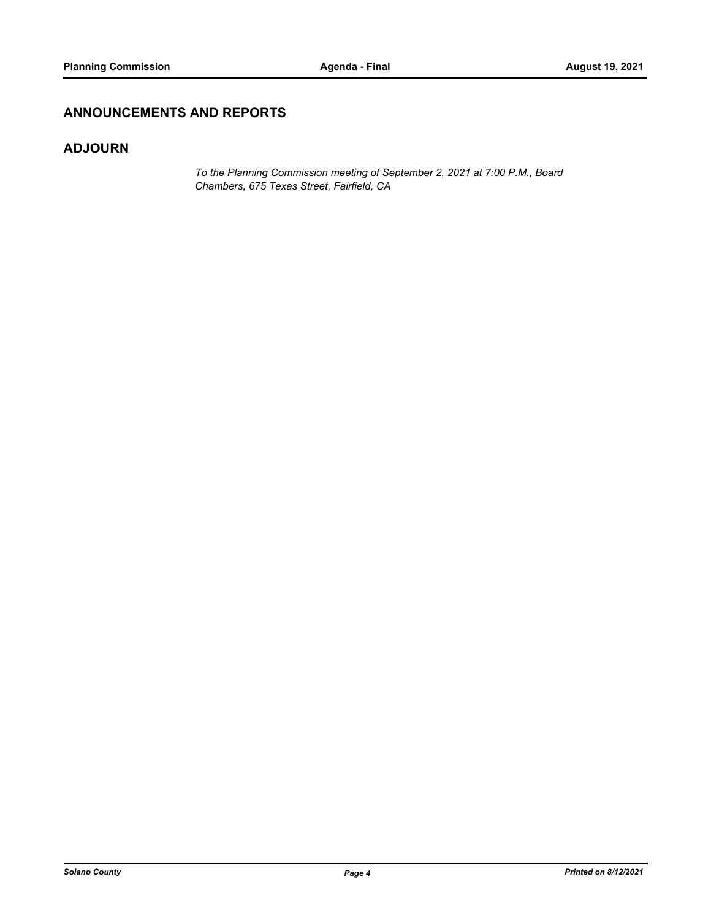## ANNOUNCEMENTS AND REPORTS

## ADJOURN

*To the Planning Commission meeting of September 2, 2021 at 7:00 P.M., Board Chambers, 675 Texas Street, Fairfield, CA*